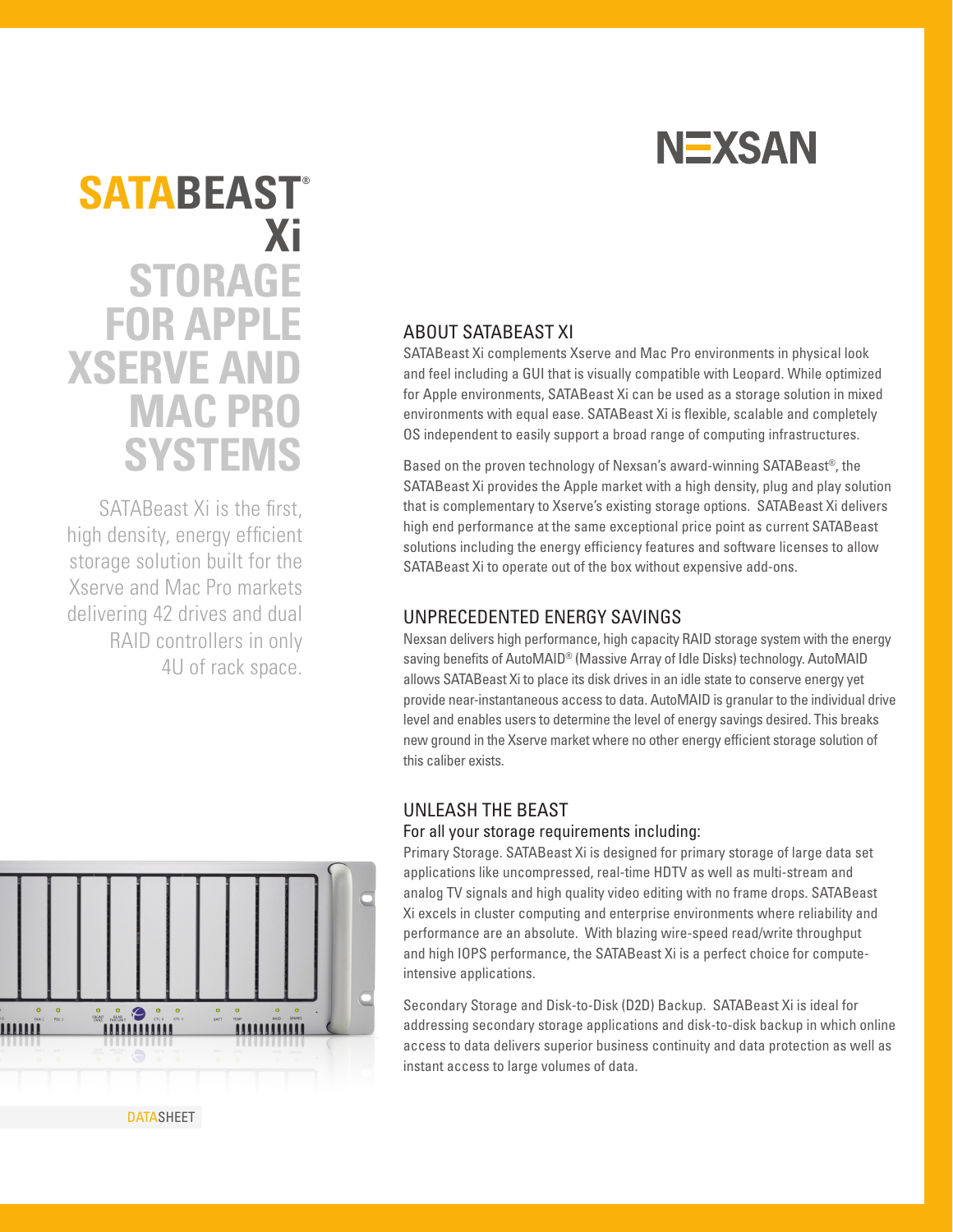NEXSAN

# SATABEAST® Xi STORAGE FOR APPLE XSERVE AND MAC PRO SYSTEMS

SATABeast Xi is the first, high density, energy efficient storage solution built for the Xserve and Mac Pro markets delivering 42 drives and dual RAID controllers in only 4U of rack space.

## ABOUT SATABEAST XI

SATABeast Xi complements Xserve and Mac Pro environments in physical look and feel including a GUI that is visually compatible with Leopard. While optimized for Apple environments, SATABeast Xi can be used as a storage solution in mixed environments with equal ease. SATABeast Xi is flexible, scalable and completely OS independent to easily support a broad range of computing infrastructures.

Based on the proven technology of Nexsan's award-winning SATABeast®, the SATABeast Xi provides the Apple market with a high density, plug and play solution that is complementary to Xserve's existing storage options. SATABeast Xi delivers high end performance at the same exceptional price point as current SATABeast solutions including the energy efficiency features and software licenses to allow SATABeast Xi to operate out of the box without expensive add-ons.

## UNPRECEDENTED ENERGY SAVINGS

Nexsan delivers high performance, high capacity RAID storage system with the energy saving benefits of AutoMAID® (Massive Array of Idle Disks) technology. AutoMAID allows SATABeast Xi to place its disk drives in an idle state to conserve energy yet provide near-instantaneous access to data. AutoMAID is granular to the individual drive level and enables users to determine the level of energy savings desired. This breaks new ground in the Xserve market where no other energy efficient storage solution of this caliber exists.

## UNLEASH THE BEAST

### For all your storage requirements including:

Primary Storage. SATABeast Xi is designed for primary storage of large data set applications like uncompressed, real-time HDTV as well as multi-stream and analog TV signals and high quality video editing with no frame drops. SATABeast Xi excels in cluster computing and enterprise environments where reliability and performance are an absolute. With blazing wire-speed read/write throughput and high IOPS performance, the SATABeast Xi is a perfect choice for compute-intensive applications.

Secondary Storage and Disk-to-Disk (D2D) Backup. SATABeast Xi is ideal for addressing secondary storage applications and disk-to-disk backup in which online access to data delivers superior business continuity and data protection as well as instant access to large volumes of data.

DATASHEET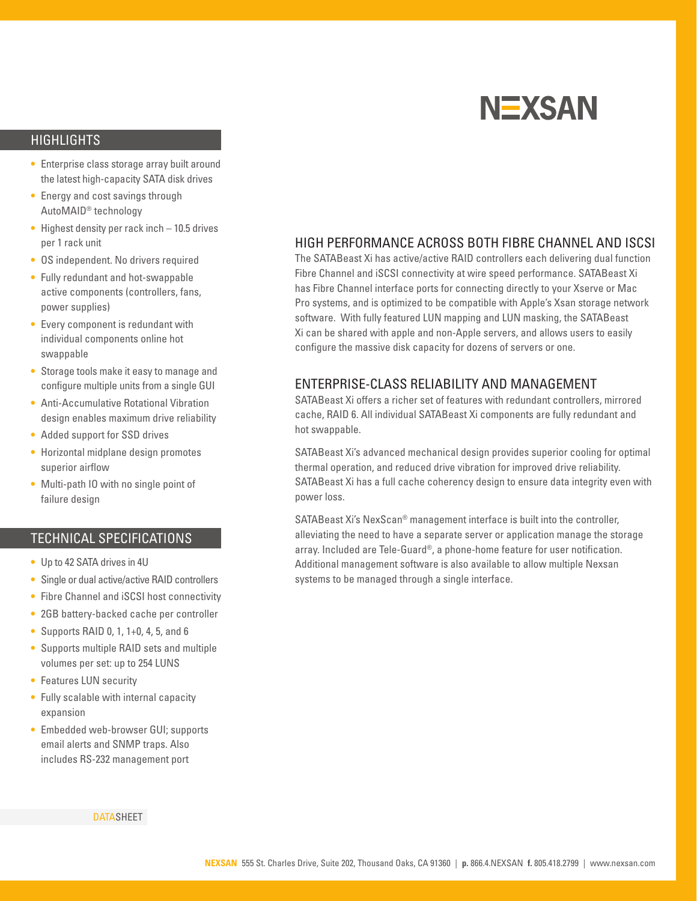NEXSAN

## HIGHLIGHTS

- Enterprise class storage array built around the latest high-capacity SATA disk drives
- Energy and cost savings through AutoMAID® technology
- Highest density per rack inch – 10.5 drives per 1 rack unit
- OS independent. No drivers required
- Fully redundant and hot-swappable active components (controllers, fans, power supplies)
- Every component is redundant with individual components online hot swappable
- Storage tools make it easy to manage and configure multiple units from a single GUI
- Anti-Accumulative Rotational Vibration design enables maximum drive reliability
- Added support for SSD drives
- Horizontal midplane design promotes superior airflow
- Multi-path IO with no single point of failure design

## TECHNICAL SPECIFICATIONS

- Up to 42 SATA drives in 4U
- Single or dual active/active RAID controllers
- Fibre Channel and iSCSI host connectivity
- 2GB battery-backed cache per controller
- Supports RAID 0, 1, 1+0, 4, 5, and 6
- Supports multiple RAID sets and multiple volumes per set: up to 254 LUNS
- Features LUN security
- Fully scalable with internal capacity expansion
- Embedded web-browser GUI; supports email alerts and SNMP traps. Also includes RS-232 management port

## HIGH PERFORMANCE ACROSS BOTH FIBRE CHANNEL AND ISCSI

The SATABeast Xi has active/active RAID controllers each delivering dual function Fibre Channel and iSCSI connectivity at wire speed performance. SATABeast Xi has Fibre Channel interface ports for connecting directly to your Xserve or Mac Pro systems, and is optimized to be compatible with Apple's Xsan storage network software. With fully featured LUN mapping and LUN masking, the SATABeast Xi can be shared with apple and non-Apple servers, and allows users to easily configure the massive disk capacity for dozens of servers or one.

## ENTERPRISE-CLASS RELIABILITY AND MANAGEMENT

SATABeast Xi offers a richer set of features with redundant controllers, mirrored cache, RAID 6. All individual SATABeast Xi components are fully redundant and hot swappable.

SATABeast Xi's advanced mechanical design provides superior cooling for optimal thermal operation, and reduced drive vibration for improved drive reliability. SATABeast Xi has a full cache coherency design to ensure data integrity even with power loss.

SATABeast Xi's NexScan® management interface is built into the controller, alleviating the need to have a separate server or application manage the storage array. Included are Tele-Guard®, a phone-home feature for user notification. Additional management software is also available to allow multiple Nexsan systems to be managed through a single interface.

DATASHEET

**NEXSAN** 555 St. Charles Drive, Suite 202, Thousand Oaks, CA 91360 | **p.** 866.4.NEXSAN **f.** 805.418.2799 | www.nexsan.com